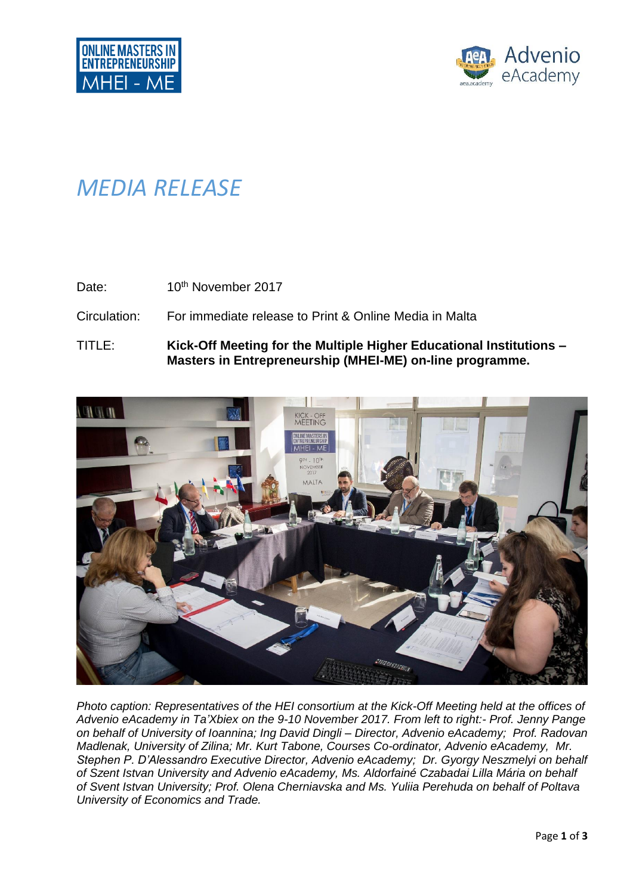# *MEDIA RELEASE*

Date: 10th November 2017

Circulation: For immediate release to Print & Online Media in Malta

TITLE: **Kick-Off Meeting for the Multiple Higher Educational Institutions – Masters in Entrepreneurship (MHEI-ME) on-line programme.**

*Photo caption: Representatives of the HEI consortium at the Kick-Off Meeting held at the offices of Advenio eAcademy in Ta'Xbiex on the 9-10 November 2017. From left to right:- Prof. Jenny Pange on behalf of University of Ioannina; Ing David Dingli – Director, Advenio eAcademy; Prof. Radovan Madlenak, University of Zilina; Mr. Kurt Tabone, Courses Co-ordinator, Advenio eAcademy, Mr. Stephen P. D'Alessandro Executive Director, Advenio eAcademy; Dr. Gyorgy Neszmelyi on behalf of Szent Istvan University and Advenio eAcademy, Ms. Aldorfainé Czabadai Lilla Mária on behalf of Svent Istvan University; Prof. Olena Cherniavska and Ms. Yuliia Perehuda on behalf of Poltava University of Economics and Trade.*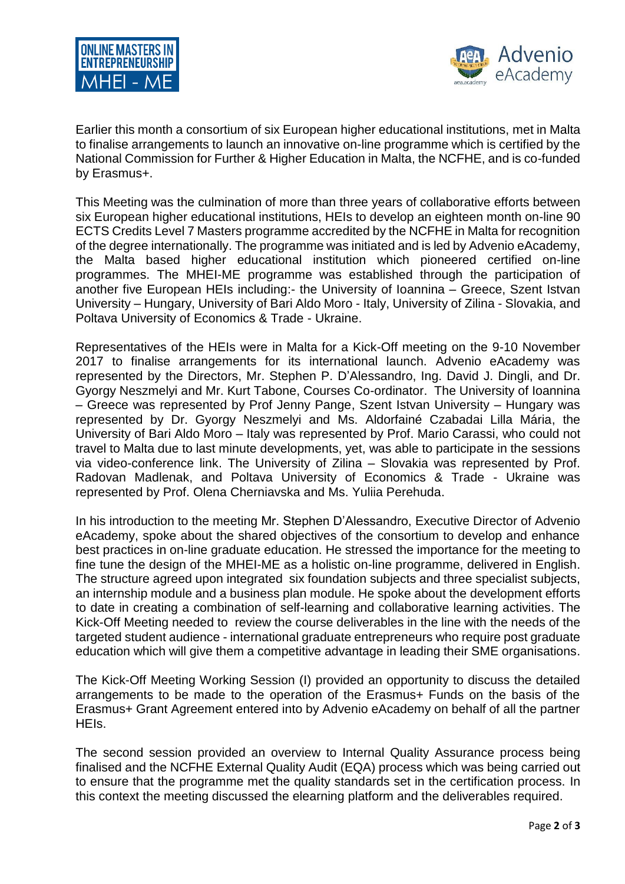Earlier this month a consortium of six European higher educational institutions, met in Malta to finalise arrangements to launch an innovative on-line programme which is certified by the National Commission for Further & Higher Education in Malta, the NCFHE, and is co-funded by Erasmus+.

This Meeting was the culmination of more than three years of collaborative efforts between six European higher educational institutions, HEIs to develop an eighteen month on-line 90 ECTS Credits Level 7 Masters programme accredited by the NCFHE in Malta for recognition of the degree internationally. The programme was initiated and is led by Advenio eAcademy, the Malta based higher educational institution which pioneered certified on-line programmes. The MHEI-ME programme was established through the participation of another five European HEIs including:- the University of Ioannina – Greece, Szent Istvan University – Hungary, University of Bari Aldo Moro - Italy, University of Zilina - Slovakia, and Poltava University of Economics & Trade - Ukraine.

Representatives of the HEIs were in Malta for a Kick-Off meeting on the 9-10 November 2017 to finalise arrangements for its international launch. Advenio eAcademy was represented by the Directors, Mr. Stephen P. D'Alessandro, Ing. David J. Dingli, and Dr. Gyorgy Neszmelyi and Mr. Kurt Tabone, Courses Co-ordinator. The University of Ioannina – Greece was represented by Prof Jenny Pange, Szent Istvan University – Hungary was represented by Dr. Gyorgy Neszmelyi and Ms. Aldorfainé Czabadai Lilla Mária, the University of Bari Aldo Moro – Italy was represented by Prof. Mario Carassi, who could not travel to Malta due to last minute developments, yet, was able to participate in the sessions via video-conference link. The University of Zilina – Slovakia was represented by Prof. Radovan Madlenak, and Poltava University of Economics & Trade - Ukraine was represented by Prof. Olena Cherniavska and Ms. Yuliia Perehuda.

In his introduction to the meeting Mr. Stephen D'Alessandro, Executive Director of Advenio eAcademy, spoke about the shared objectives of the consortium to develop and enhance best practices in on-line graduate education. He stressed the importance for the meeting to fine tune the design of the MHEI-ME as a holistic on-line programme, delivered in English. The structure agreed upon integrated six foundation subjects and three specialist subjects, an internship module and a business plan module. He spoke about the development efforts to date in creating a combination of self-learning and collaborative learning activities. The Kick-Off Meeting needed to review the course deliverables in the line with the needs of the targeted student audience - international graduate entrepreneurs who require post graduate education which will give them a competitive advantage in leading their SME organisations.

The Kick-Off Meeting Working Session (I) provided an opportunity to discuss the detailed arrangements to be made to the operation of the Erasmus+ Funds on the basis of the Erasmus+ Grant Agreement entered into by Advenio eAcademy on behalf of all the partner HEIs.

The second session provided an overview to Internal Quality Assurance process being finalised and the NCFHE External Quality Audit (EQA) process which was being carried out to ensure that the programme met the quality standards set in the certification process. In this context the meeting discussed the elearning platform and the deliverables required.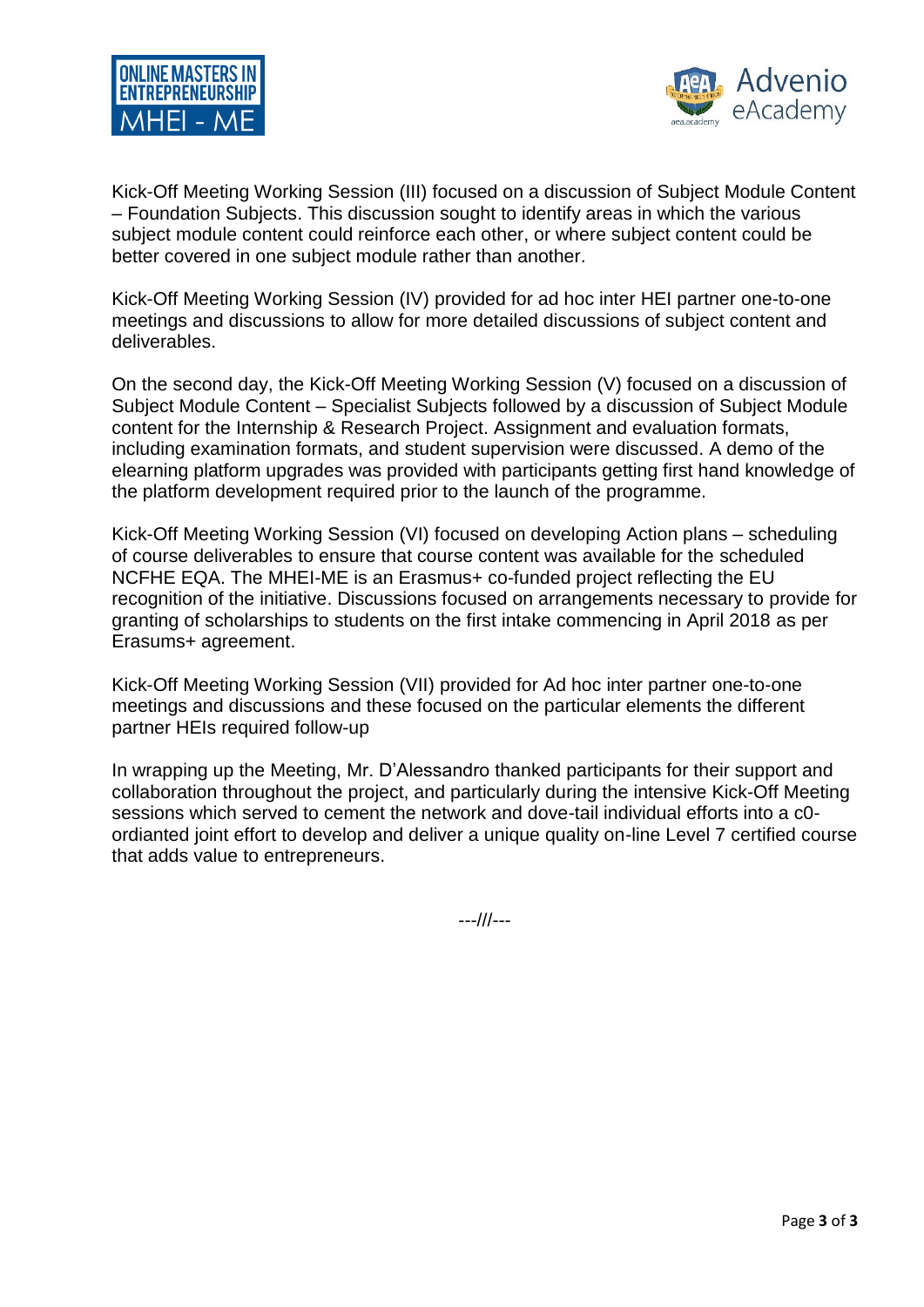Kick-Off Meeting Working Session (III) focused on a discussion of Subject Module Content – Foundation Subjects. This discussion sought to identify areas in which the various subject module content could reinforce each other, or where subject content could be better covered in one subject module rather than another.

Kick-Off Meeting Working Session (IV) provided for ad hoc inter HEI partner one-to-one meetings and discussions to allow for more detailed discussions of subject content and deliverables.

On the second day, the Kick-Off Meeting Working Session (V) focused on a discussion of Subject Module Content – Specialist Subjects followed by a discussion of Subject Module content for the Internship & Research Project. Assignment and evaluation formats, including examination formats, and student supervision were discussed. A demo of the elearning platform upgrades was provided with participants getting first hand knowledge of the platform development required prior to the launch of the programme.

Kick-Off Meeting Working Session (VI) focused on developing Action plans – scheduling of course deliverables to ensure that course content was available for the scheduled NCFHE EQA. The MHEI-ME is an Erasmus+ co-funded project reflecting the EU recognition of the initiative. Discussions focused on arrangements necessary to provide for granting of scholarships to students on the first intake commencing in April 2018 as per Erasums+ agreement.

Kick-Off Meeting Working Session (VII) provided for Ad hoc inter partner one-to-one meetings and discussions and these focused on the particular elements the different partner HEIs required follow-up

In wrapping up the Meeting, Mr. D'Alessandro thanked participants for their support and collaboration throughout the project, and particularly during the intensive Kick-Off Meeting sessions which served to cement the network and dove-tail individual efforts into a c0-ordianted joint effort to develop and deliver a unique quality on-line Level 7 certified course that adds value to entrepreneurs.

---///---